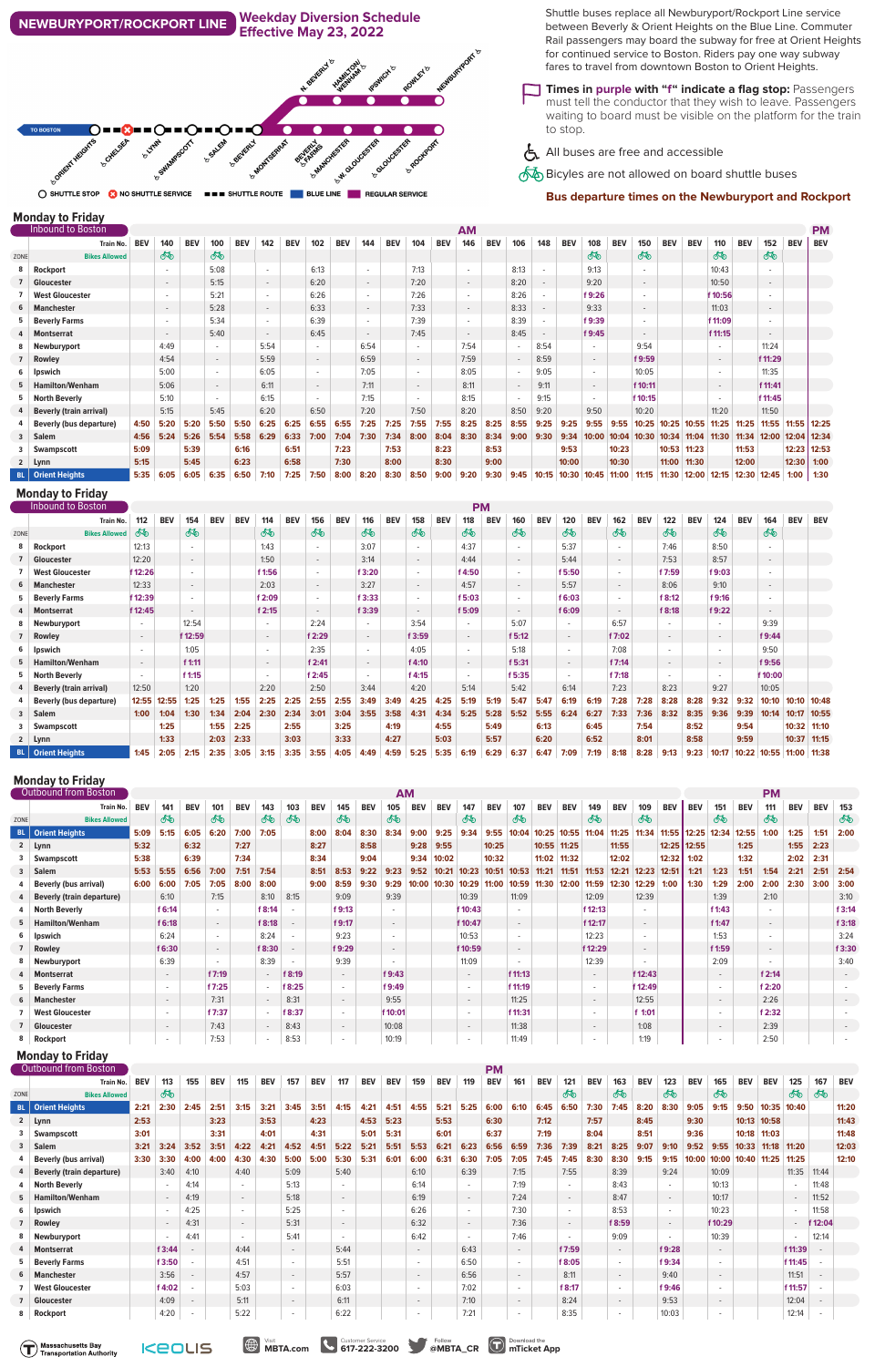# NEWBURYPORT/ROCKPORT LINE

## Weekday Diversion Schedule
## Effective May 23, 2022

Shuttle buses replace all Newburyport/Rockport Line service between Beverly & Orient Heights on the Blue Line. Commuter Rail passengers may board the subway for free at Orient Heights for continued service to Boston. Riders pay one way subway fares to travel from downtown Boston to Orient Heights.

**Times in purple with "f" indicate a flag stop:** Passengers must tell the conductor that they wish to leave. Passengers waiting to board must be visible on the platform for the train to stop.

All buses are free and accessible

Bicyles are not allowed on board shuttle buses

**Bus departure times on the Newburyport and Rockport**

TO BOSTON — Orient Heights, Chelsea, Lynn, Swampscott, Salem, Beverly, Montserrat, Beverly Farms, Manchester, W. Gloucester, Gloucester, Rockport; N. Beverly, Hamilton/Wenham, Ipswich, Rowley, Newburyport

SHUTTLE STOP · NO SHUTTLE SERVICE · SHUTTLE ROUTE · BLUE LINE · REGULAR SERVICE

## Monday to Friday — Inbound to Boston

| | | AM | | | | | | | | | | | | | | | | | | | | | | | | | | | PM |
|---|---|---|---|---|---|---|---|---|---|---|---|---|---|---|---|---|---|---|---|---|---|---|---|---|---|---|---|---|---|
| Zone | Train No. | BEV | 140 | BEV | 100 | BEV | 142 | BEV | 102 | BEV | 144 | BEV | 104 | BEV | 146 | BEV | 106 | 148 | BEV | 108 | BEV | 150 | BEV | BEV | 110 | BEV | 152 | BEV | BEV |
| | Bikes Allowed | | 🚲 | | 🚲 | | | | | | | | | | | | | | | 🚲 | | 🚲 | | | 🚲 | | 🚲 | | |
| 8 | Rockport | | - | | 5:08 | | - | | 6:13 | | - | | 7:13 | | - | | 8:13 | - | | 9:13 | | - | | | 10:43 | | - | | |
| 7 | Gloucester | | - | | 5:15 | | - | | 6:20 | | - | | 7:20 | | - | | 8:20 | - | | 9:20 | | - | | | 10:50 | | - | | |
| 7 | West Gloucester | | - | | 5:21 | | - | | 6:26 | | - | | 7:26 | | - | | 8:26 | - | | f 9:26 | | - | | | f 10:56 | | - | | |
| 6 | Manchester | | - | | 5:28 | | - | | 6:33 | | - | | 7:33 | | - | | 8:33 | - | | 9:33 | | - | | | 11:03 | | - | | |
| 5 | Beverly Farms | | - | | 5:34 | | - | | 6:39 | | - | | 7:39 | | - | | 8:39 | - | | f 9:39 | | - | | | f 11:09 | | - | | |
| 4 | Montserrat | | - | | 5:40 | | - | | 6:45 | | - | | 7:45 | | - | | 8:45 | - | | f 9:45 | | - | | | f 11:15 | | - | | |
| 8 | Newburyport | | 4:49 | | - | | 5:54 | | - | | 6:54 | | - | | 7:54 | | - | 8:54 | | - | | 9:54 | | | - | | 11:24 | | |
| 7 | Rowley | | 4:54 | | - | | 5:59 | | - | | 6:59 | | - | | 7:59 | | - | 8:59 | | - | | f 9:59 | | | - | | f 11:29 | | |
| 6 | Ipswich | | 5:00 | | - | | 6:05 | | - | | 7:05 | | - | | 8:05 | | - | 9:05 | | - | | 10:05 | | | - | | 11:35 | | |
| 5 | Hamilton/Wenham | | 5:06 | | - | | 6:11 | | - | | 7:11 | | - | | 8:11 | | - | 9:11 | | - | | f 10:11 | | | - | | f 11:41 | | |
| 5 | North Beverly | | 5:10 | | - | | 6:15 | | - | | 7:15 | | - | | 8:15 | | - | 9:15 | | - | | f 10:15 | | | - | | f 11:45 | | |
| 4 | Beverly (train arrival) | | 5:15 | | 5:45 | | 6:20 | | 6:50 | | 7:20 | | 7:50 | | 8:20 | | 8:50 | 9:20 | | 9:50 | | 10:20 | | | 11:20 | | 11:50 | | |
| 4 | Beverly (bus departure) | 4:50 | 5:20 | 5:20 | 5:50 | 5:50 | 6:25 | 6:25 | 6:55 | 6:55 | 7:25 | 7:25 | 7:55 | 7:55 | 8:25 | 8:25 | 8:55 | 9:25 | 9:25 | 9:55 | 9:55 | 10:25 | 10:25 | 10:55 | 11:25 | 11:25 | 11:55 | 11:55 | 12:25 |
| 3 | Salem | 4:56 | 5:24 | 5:26 | 5:54 | 5:58 | 6:29 | 6:33 | 7:00 | 7:04 | 7:30 | 7:34 | 8:00 | 8:04 | 8:30 | 8:34 | 9:00 | 9:30 | 9:34 | 10:00 | 10:04 | 10:30 | 10:34 | 11:04 | 11:30 | 11:34 | 12:00 | 12:04 | 12:34 |
| 3 | Swampscott | 5:09 | | 5:39 | | 6:16 | | 6:51 | | 7:23 | | 7:53 | | 8:23 | | 8:53 | | | 9:53 | | 10:23 | | 10:53 | 11:23 | | 11:53 | | 12:23 | 12:53 |
| 2 | Lynn | 5:15 | | 5:45 | | 6:23 | | 6:58 | | 7:30 | | 8:00 | | 8:30 | | 9:00 | | | 10:00 | | 10:30 | | 11:00 | 11:30 | | 12:00 | | 12:30 | 1:00 |
| BL | Orient Heights | 5:35 | 6:05 | 6:05 | 6:35 | 6:50 | 7:10 | 7:25 | 7:50 | 8:00 | 8:20 | 8:30 | 8:50 | 9:00 | 9:20 | 9:30 | 9:45 | 10:15 | 10:30 | 10:45 | 11:00 | 11:15 | 11:30 | 12:00 | 12:15 | 12:30 | 12:45 | 1:00 | 1:30 |

## Monday to Friday — Inbound to Boston

| | | PM | | | | | | | | | | | | | | | | | | | | | | | | | | | |
|---|---|---|---|---|---|---|---|---|---|---|---|---|---|---|---|---|---|---|---|---|---|---|---|---|---|---|---|---|---|
| Zone | Train No. | 112 | BEV | 154 | BEV | BEV | 114 | BEV | 156 | BEV | 116 | BEV | 158 | BEV | 118 | BEV | 160 | BEV | 120 | BEV | 162 | BEV | 122 | BEV | 124 | BEV | 164 | BEV | BEV |
| | Bikes Allowed | 🚲 | | 🚲 | | | 🚲 | | 🚲 | | 🚲 | | 🚲 | | 🚲 | | 🚲 | | 🚲 | | 🚲 | | 🚲 | | 🚲 | | 🚲 | | |
| 8 | Rockport | 12:13 | | - | | | 1:43 | | - | | 3:07 | | - | | 4:37 | | - | | 5:37 | | - | | 7:46 | | 8:50 | | - | | |
| 7 | Gloucester | 12:20 | | - | | | 1:50 | | - | | 3:14 | | - | | 4:44 | | - | | 5:44 | | - | | 7:53 | | 8:57 | | - | | |
| 7 | West Gloucester | f 12:26 | | - | | | f 1:56 | | - | | f 3:20 | | - | | f 4:50 | | - | | f 5:50 | | - | | f 7:59 | | f 9:03 | | - | | |
| 6 | Manchester | 12:33 | | - | | | 2:03 | | - | | 3:27 | | - | | 4:57 | | - | | 5:57 | | - | | 8:06 | | 9:10 | | - | | |
| 5 | Beverly Farms | f 12:39 | | - | | | f 2:09 | | - | | f 3:33 | | - | | f 5:03 | | - | | f 6:03 | | - | | f 8:12 | | f 9:16 | | - | | |
| 4 | Montserrat | f 12:45 | | - | | | f 2:15 | | - | | f 3:39 | | - | | f 5:09 | | - | | f 6:09 | | - | | f 8:18 | | f 9:22 | | - | | |
| 8 | Newburyport | - | | 12:54 | | | - | | 2:24 | | - | | 3:54 | | - | | 5:07 | | - | | 6:57 | | - | | - | | 9:39 | | |
| 7 | Rowley | - | | f 12:59 | | | - | | f 2:29 | | - | | f 3:59 | | - | | f 5:12 | | - | | f 7:02 | | - | | - | | f 9:44 | | |
| 6 | Ipswich | - | | 1:05 | | | - | | 2:35 | | - | | 4:05 | | - | | 5:18 | | - | | 7:08 | | - | | - | | 9:50 | | |
| 5 | Hamilton/Wenham | - | | f 1:11 | | | - | | f 2:41 | | - | | f 4:10 | | - | | f 5:31 | | - | | f 7:14 | | - | | - | | f 9:56 | | |
| 5 | North Beverly | - | | f 1:15 | | | - | | f 2:45 | | - | | f 4:15 | | - | | f 5:35 | | - | | f 7:18 | | - | | - | | f 10:00 | | |
| 4 | Beverly (train arrival) | 12:50 | | 1:20 | | | 2:20 | | 2:50 | | 3:44 | | 4:20 | | 5:14 | | 5:42 | | 6:14 | | 7:23 | | 8:23 | | 9:27 | | 10:05 | | |
| 4 | Beverly (bus departure) | 12:55 | 12:55 | 1:25 | 1:25 | 1:55 | 2:25 | 2:25 | 2:55 | 2:55 | 3:49 | 3:49 | 4:25 | 4:25 | 5:19 | 5:19 | 5:47 | 5:47 | 6:19 | 6:19 | 7:28 | 7:28 | 8:28 | 8:28 | 9:32 | 9:32 | 10:10 | 10:10 | 10:48 |
| 3 | Salem | 1:00 | 1:04 | 1:30 | 1:34 | 2:04 | 2:30 | 2:34 | 3:01 | 3:04 | 3:55 | 3:58 | 4:31 | 4:34 | 5:25 | 5:28 | 5:52 | 5:55 | 6:24 | 6:27 | 7:33 | 7:36 | 8:32 | 8:35 | 9:36 | 9:39 | 10:14 | 10:17 | 10:55 |
| 3 | Swampscott | | 1:25 | | 1:55 | 2:25 | | 2:55 | | 3:25 | | 4:19 | | 4:55 | | 5:49 | | 6:13 | | 6:45 | | 7:54 | | 8:52 | | 9:54 | | 10:32 | 11:10 |
| 2 | Lynn | | 1:33 | | 2:03 | 2:33 | | 3:03 | | 3:33 | | 4:27 | | 5:03 | | 5:57 | | 6:20 | | 6:52 | | 8:01 | | 8:58 | | 9:59 | | 10:37 | 11:15 |
| BL | Orient Heights | 1:45 | 2:05 | 2:15 | 2:35 | 3:05 | 3:15 | 3:35 | 3:55 | 4:05 | 4:49 | 4:59 | 5:25 | 5:35 | 6:19 | 6:29 | 6:37 | 6:47 | 7:09 | 7:19 | 8:18 | 8:28 | 9:13 | 9:23 | 10:17 | 10:22 | 10:55 | 11:00 | 11:38 |

## Monday to Friday — Outbound from Boston

| | | AM | | | | | | | | | | | | | | | | | | | | | PM | | | | | | | |
|---|---|---|---|---|---|---|---|---|---|---|---|---|---|---|---|---|---|---|---|---|---|---|---|---|---|---|---|---|---|---|
| Zone | Train No. | BEV | 141 | BEV | 101 | BEV | 143 | 103 | BEV | 145 | BEV | 105 | BEV | BEV | 147 | BEV | 107 | BEV | BEV | 149 | BEV | 109 | BEV | BEV | 151 | BEV | 111 | BEV | BEV | 153 |
| | Bikes Allowed | | 🚲 | | 🚲 | | 🚲 | 🚲 | | 🚲 | | 🚲 | | | 🚲 | | 🚲 | | | 🚲 | | 🚲 | | | 🚲 | | 🚲 | | | 🚲 |
| BL | Orient Heights | 5:09 | 5:15 | 6:05 | 6:20 | 7:00 | 7:05 | | 8:00 | 8:04 | 8:30 | 8:34 | 9:00 | 9:25 | 9:34 | 9:55 | 10:04 | 10:25 | 10:55 | 11:04 | 11:25 | 11:34 | 11:55 | 12:25 | 12:34 | 12:55 | 1:00 | 1:25 | 1:51 | 2:00 |
| 2 | Lynn | 5:32 | | 6:32 | | 7:27 | | | 8:27 | | 8:58 | | 9:28 | 9:55 | | 10:25 | | 10:55 | 11:25 | | 11:55 | | 12:25 | 12:55 | | 1:25 | | 1:55 | 2:23 | |
| 3 | Swampscott | 5:38 | | 6:39 | | 7:34 | | | 8:34 | | 9:04 | | 9:34 | 10:02 | | 10:32 | | 11:02 | 11:32 | | 12:02 | | 12:32 | 1:02 | | 1:32 | | 2:02 | 2:31 | |
| 3 | Salem | 5:53 | 5:55 | 6:56 | 7:00 | 7:51 | 7:54 | | 8:51 | 8:53 | 9:22 | 9:23 | 9:52 | 10:21 | 10:23 | 10:51 | 10:53 | 11:21 | 11:51 | 11:53 | 12:21 | 12:23 | 12:51 | 1:21 | 1:23 | 1:51 | 1:54 | 2:21 | 2:51 | 2:54 |
| 4 | Beverly (bus arrival) | 6:00 | 6:00 | 7:00 | 7:05 | 8:00 | 8:00 | | 9:00 | 8:59 | 9:30 | 9:29 | 10:00 | 10:30 | 10:29 | 11:00 | 10:59 | 11:30 | 12:00 | 11:59 | 12:30 | 12:29 | 1:00 | 1:30 | 1:29 | 2:00 | 2:00 | 2:30 | 3:00 | 3:00 |
| 4 | Beverly (train departure) | | 6:10 | | 7:15 | | 8:10 | 8:15 | | 9:09 | | 9:39 | | | 10:39 | | 11:09 | | | 12:09 | | 12:39 | | | 1:39 | | 2:10 | | | 3:10 |
| 5 | North Beverly | | f 6:14 | | - | | f 8:14 | - | | f 9:13 | | - | | | f 10:43 | | - | | | f 12:13 | | - | | | f 1:43 | | - | | | f 3:14 |
| 5 | Hamilton/Wenham | | f 6:18 | | - | | f 8:18 | - | | f 9:17 | | - | | | f 10:47 | | - | | | f 12:17 | | - | | | f 1:47 | | - | | | f 3:18 |
| 6 | Ipswich | | 6:24 | | - | | 8:24 | - | | 9:23 | | - | | | 10:53 | | - | | | 12:23 | | - | | | 1:53 | | - | | | 3:24 |
| 7 | Rowley | | f 6:30 | | - | | f 8:30 | - | | f 9:29 | | - | | | f 10:59 | | - | | | f 12:29 | | - | | | f 1:59 | | - | | | f 3:30 |
| 8 | Newburyport | | 6:39 | | - | | 8:39 | - | | 9:39 | | - | | | 11:09 | | - | | | 12:39 | | - | | | 2:09 | | - | | | 3:40 |
| 4 | Montserrat | | - | | f 7:19 | | - | f 8:19 | | - | | f 9:43 | | | - | | f 11:13 | | | - | | f 12:43 | | | - | | f 2:14 | | | - |
| 5 | Beverly Farms | | - | | f 7:25 | | - | f 8:25 | | - | | f 9:49 | | | - | | f 11:19 | | | - | | f 12:49 | | | - | | f 2:20 | | | - |
| 6 | Manchester | | - | | 7:31 | | - | 8:31 | | - | | 9:55 | | | - | | 11:25 | | | - | | 12:55 | | | - | | 2:26 | | | - |
| 7 | West Gloucester | | - | | f 7:37 | | - | f 8:37 | | - | | f 10:01 | | | - | | f 11:31 | | | - | | f 1:01 | | | - | | f 2:32 | | | - |
| 7 | Gloucester | | - | | 7:43 | | - | 8:43 | | - | | 10:08 | | | - | | 11:38 | | | - | | 1:08 | | | - | | 2:39 | | | - |
| 8 | Rockport | | - | | 7:53 | | - | 8:53 | | - | | 10:19 | | | - | | 11:49 | | | - | | 1:19 | | | - | | 2:50 | | | - |

## Monday to Friday — Outbound from Boston

| | | PM | | | | | | | | | | | | | | | | | | | | | | | | | | | | |
|---|---|---|---|---|---|---|---|---|---|---|---|---|---|---|---|---|---|---|---|---|---|---|---|---|---|---|---|---|---|---|
| Zone | Train No. | BEV | 113 | 155 | BEV | 115 | BEV | 157 | BEV | 117 | BEV | BEV | 159 | BEV | 119 | BEV | 161 | BEV | 121 | BEV | 163 | BEV | 123 | BEV | 165 | BEV | BEV | 125 | 167 | BEV |
| | Bikes Allowed | | 🚲 | | | | | | | | | | | | | | | | 🚲 | | 🚲 | | 🚲 | | 🚲 | | | 🚲 | 🚲 | |
| BL | Orient Heights | 2:21 | 2:30 | 2:45 | 2:51 | 3:15 | 3:21 | 3:45 | 3:51 | 4:15 | 4:21 | 4:51 | 4:55 | 5:21 | 5:25 | 6:00 | 6:10 | 6:45 | 6:50 | 7:30 | 7:45 | 8:20 | 8:30 | 9:05 | 9:15 | 9:50 | 10:35 | 10:40 | | 11:20 |
| 2 | Lynn | 2:53 | | | 3:23 | | 3:53 | | 4:23 | | 4:53 | 5:23 | | 5:53 | | 6:30 | | 7:12 | | 7:57 | | 8:45 | | 9:30 | | 10:13 | 10:58 | | | 11:43 |
| 3 | Swampscott | 3:01 | | | 3:31 | | 4:01 | | 4:31 | | 5:01 | 5:31 | | 6:01 | | 6:37 | | 7:19 | | 8:04 | | 8:51 | | 9:36 | | 10:18 | 11:03 | | | 11:48 |
| 3 | Salem | 3:21 | 3:24 | 3:52 | 3:51 | 4:22 | 4:21 | 4:52 | 4:51 | 5:22 | 5:21 | 5:51 | 5:53 | 6:21 | 6:23 | 6:56 | 6:59 | 7:36 | 7:39 | 8:21 | 8:25 | 9:07 | 9:10 | 9:52 | 9:55 | 10:33 | 11:18 | 11:20 | | 12:03 |
| 4 | Beverly (bus arrival) | 3:30 | 3:30 | 4:00 | 4:00 | 4:30 | 4:30 | 5:00 | 5:00 | 5:30 | 5:31 | 6:01 | 6:00 | 6:31 | 6:30 | 7:05 | 7:05 | 7:45 | 7:45 | 8:30 | 8:30 | 9:15 | 9:15 | 10:00 | 10:00 | 10:40 | 11:25 | 11:25 | | 12:10 |
| 4 | Beverly (train departure) | | 3:40 | 4:10 | | 4:40 | | 5:09 | | 5:40 | | | 6:10 | | 6:39 | | 7:15 | | 7:55 | | 8:39 | | 9:24 | | 10:09 | | | 11:35 | 11:44 | |
| 5 | North Beverly | | - | 4:14 | | - | | 5:13 | | - | | | 6:14 | | - | | 7:19 | | - | | 8:43 | | - | | 10:13 | | | - | 11:48 | |
| 5 | Hamilton/Wenham | | - | 4:19 | | - | | 5:18 | | - | | | 6:19 | | - | | 7:24 | | - | | 8:47 | | - | | 10:17 | | | - | 11:52 | |
| 6 | Ipswich | | - | 4:25 | | - | | 5:25 | | - | | | 6:26 | | - | | 7:30 | | - | | 8:53 | | - | | 10:23 | | | - | 11:58 | |
| 7 | Rowley | | - | 4:31 | | - | | 5:31 | | - | | | 6:32 | | - | | 7:36 | | - | | f 8:59 | | - | | f 10:29 | | | - | f 12:04 | |
| 8 | Newburyport | | - | 4:41 | | - | | 5:41 | | - | | | 6:42 | | - | | 7:46 | | - | | 9:09 | | - | | 10:39 | | | - | 12:14 | |
| 4 | Montserrat | | f 3:44 | - | | 4:44 | | - | | 5:44 | | | - | | 6:43 | | - | | f 7:59 | | - | | f 9:28 | | - | | | f 11:39 | - | |
| 5 | Beverly Farms | | f 3:50 | - | | 4:51 | | - | | 5:51 | | | - | | 6:50 | | - | | f 8:05 | | - | | f 9:34 | | - | | | f 11:45 | - | |
| 6 | Manchester | | 3:56 | - | | 4:57 | | - | | 5:57 | | | - | | 6:56 | | - | | 8:11 | | - | | 9:40 | | - | | | 11:51 | - | |
| 7 | West Gloucester | | f 4:02 | - | | 5:03 | | - | | 6:03 | | | - | | 7:02 | | - | | f 8:17 | | - | | f 9:46 | | - | | | f 11:57 | - | |
| 7 | Gloucester | | 4:09 | - | | 5:11 | | - | | 6:11 | | | - | | 7:10 | | - | | 8:24 | | - | | 9:53 | | - | | | 12:04 | - | |
| 8 | Rockport | | 4:20 | - | | 5:22 | | - | | 6:22 | | | - | | 7:21 | | - | | 8:35 | | - | | 10:03 | | - | | | 12:14 | - | |

Massachusetts Bay Transportation Authority · Keolis · Visit MBTA.com · Customer Service 617-222-3200 · Follow @MBTA_CR · Download the mTicket App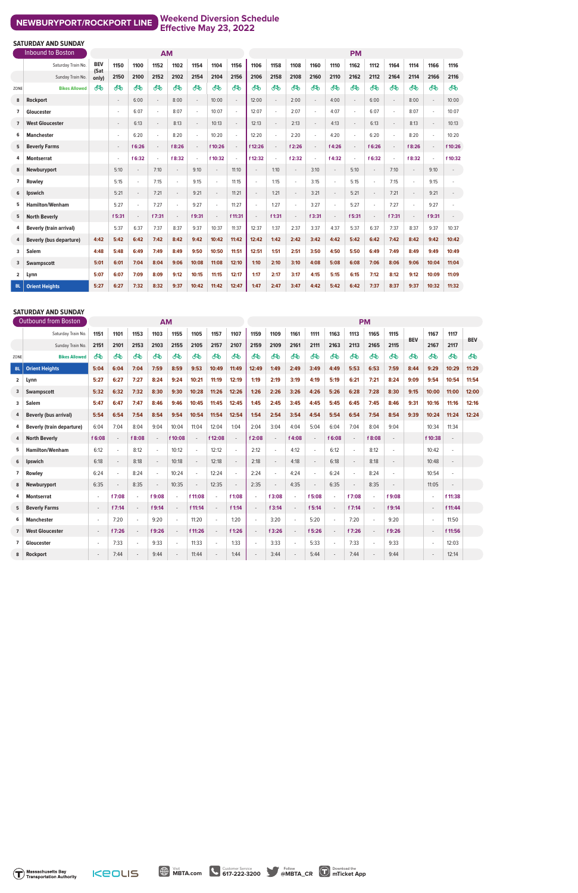# NEWBURYPORT/ROCKPORT LINE

## Weekend Diversion Schedule
## Effective May 23, 2022

### SATURDAY AND SUNDAY

#### Inbound to Boston

| Zone | | AM | | | | | | | | PM | | | | | | | | | | |
|---|---|---|---|---|---|---|---|---|---|---|---|---|---|---|---|---|---|---|---|---|
| | Saturday Train No. | BEV (Sat only) | 1150 | 1100 | 1152 | 1102 | 1154 | 1104 | 1156 | 1106 | 1158 | 1108 | 1160 | 1110 | 1162 | 1112 | 1164 | 1114 | 1166 | 1116 |
| | Sunday Train No. | | 2150 | 2100 | 2152 | 2102 | 2154 | 2104 | 2156 | 2106 | 2158 | 2108 | 2160 | 2110 | 2162 | 2112 | 2164 | 2114 | 2166 | 2116 |
| ZONE | Bikes Allowed | 🚲 | 🚲 | 🚲 | 🚲 | 🚲 | 🚲 | 🚲 | 🚲 | 🚲 | 🚲 | 🚲 | 🚲 | 🚲 | 🚲 | 🚲 | 🚲 | 🚲 | 🚲 | 🚲 |
| 8 | Rockport | | - | 6:00 | - | 8:00 | - | 10:00 | - | 12:00 | - | 2:00 | - | 4:00 | - | 6:00 | - | 8:00 | - | 10:00 |
| 7 | Gloucester | | - | 6:07 | - | 8:07 | - | 10:07 | - | 12:07 | - | 2:07 | - | 4:07 | - | 6:07 | - | 8:07 | - | 10:07 |
| 7 | West Gloucester | | - | 6:13 | - | 8:13 | - | 10:13 | - | 12:13 | - | 2:13 | - | 4:13 | - | 6:13 | - | 8:13 | - | 10:13 |
| 6 | Manchester | | - | 6:20 | - | 8:20 | - | 10:20 | - | 12:20 | - | 2:20 | - | 4:20 | - | 6:20 | - | 8:20 | - | 10:20 |
| 5 | Beverly Farms | | - | f 6:26 | - | f 8:26 | - | f 10:26 | - | f 12:26 | - | f 2:26 | - | f 4:26 | - | f 6:26 | - | f 8:26 | - | f 10:26 |
| 4 | Montserrat | | - | f 6:32 | - | f 8:32 | - | f 10:32 | - | f 12:32 | - | f 2:32 | - | f 4:32 | - | f 6:32 | - | f 8:32 | - | f 10:32 |
| 8 | Newburyport | | 5:10 | - | 7:10 | - | 9:10 | - | 11:10 | - | 1:10 | - | 3:10 | - | 5:10 | - | 7:10 | - | 9:10 | - |
| 7 | Rowley | | 5:15 | - | 7:15 | - | 9:15 | - | 11:15 | - | 1:15 | - | 3:15 | - | 5:15 | - | 7:15 | - | 9:15 | - |
| 6 | Ipswich | | 5:21 | - | 7:21 | - | 9:21 | - | 11:21 | - | 1:21 | - | 3:21 | - | 5:21 | - | 7:21 | - | 9:21 | - |
| 5 | Hamilton/Wenham | | 5:27 | - | 7:27 | - | 9:27 | - | 11:27 | - | 1:27 | - | 3:27 | - | 5:27 | - | 7:27 | - | 9:27 | - |
| 5 | North Beverly | | f 5:31 | - | f 7:31 | - | f 9:31 | - | f 11:31 | - | f 1:31 | - | f 3:31 | - | f 5:31 | - | f 7:31 | - | f 9:31 | - |
| 4 | Beverly (train arrival) | | 5:37 | 6:37 | 7:37 | 8:37 | 9:37 | 10:37 | 11:37 | 12:37 | 1:37 | 2:37 | 3:37 | 4:37 | 5:37 | 6:37 | 7:37 | 8:37 | 9:37 | 10:37 |
| 4 | Beverly (bus departure) | 4:42 | 5:42 | 6:42 | 7:42 | 8:42 | 9:42 | 10:42 | 11:42 | 12:42 | 1:42 | 2:42 | 3:42 | 4:42 | 5:42 | 6:42 | 7:42 | 8:42 | 9:42 | 10:42 |
| 3 | Salem | 4:48 | 5:48 | 6:49 | 7:49 | 8:49 | 9:50 | 10:50 | 11:51 | 12:51 | 1:51 | 2:51 | 3:50 | 4:50 | 5:50 | 6:49 | 7:49 | 8:49 | 9:49 | 10:49 |
| 3 | Swampscott | 5:01 | 6:01 | 7:04 | 8:04 | 9:06 | 10:08 | 11:08 | 12:10 | 1:10 | 2:10 | 3:10 | 4:08 | 5:08 | 6:08 | 7:06 | 8:06 | 9:06 | 10:04 | 11:04 |
| 2 | Lynn | 5:07 | 6:07 | 7:09 | 8:09 | 9:12 | 10:15 | 11:15 | 12:17 | 1:17 | 2:17 | 3:17 | 4:15 | 5:15 | 6:15 | 7:12 | 8:12 | 9:06 | 10:09 | 11:09 |
| BL | Orient Heights | 5:27 | 6:27 | 7:32 | 8:32 | 9:37 | 10:42 | 11:42 | 12:47 | 1:47 | 2:47 | 3:47 | 4:42 | 5:42 | 6:42 | 7:37 | 8:37 | 9:37 | 10:32 | 11:32 |

### SATURDAY AND SUNDAY

#### Outbound from Boston

| Zone | | AM | | | | | | | | PM | | | | | | | | | | | |
|---|---|---|---|---|---|---|---|---|---|---|---|---|---|---|---|---|---|---|---|---|---|
| | Saturday Train No. | 1151 | 1101 | 1153 | 1103 | 1155 | 1105 | 1157 | 1107 | 1159 | 1109 | 1161 | 1111 | 1163 | 1113 | 1165 | 1115 | BEV | 1167 | 1117 | BEV |
| | Sunday Train No. | 2151 | 2101 | 2153 | 2103 | 2155 | 2105 | 2157 | 2107 | 2159 | 2109 | 2161 | 2111 | 2163 | 2113 | 2165 | 2115 | | 2167 | 2117 | |
| ZONE | Bikes Allowed | 🚲 | 🚲 | 🚲 | 🚲 | 🚲 | 🚲 | 🚲 | 🚲 | 🚲 | 🚲 | 🚲 | 🚲 | 🚲 | 🚲 | 🚲 | 🚲 | 🚲 | 🚲 | 🚲 | 🚲 |
| BL | Orient Heights | 5:04 | 6:04 | 7:04 | 7:59 | 8:59 | 9:53 | 10:49 | 11:49 | 12:49 | 1:49 | 2:49 | 3:49 | 4:49 | 5:53 | 6:53 | 7:59 | 8:44 | 9:29 | 10:29 | 11:29 |
| 2 | Lynn | 5:27 | 6:27 | 7:27 | 8:24 | 9:24 | 10:21 | 11:19 | 12:19 | 1:19 | 2:19 | 3:19 | 4:19 | 5:19 | 6:21 | 7:21 | 8:24 | 9:09 | 9:54 | 10:54 | 11:54 |
| 3 | Swampscott | 5:32 | 6:32 | 7:32 | 8:30 | 9:30 | 10:28 | 11:26 | 12:26 | 1:26 | 2:26 | 3:26 | 4:26 | 5:26 | 6:28 | 7:28 | 8:30 | 9:15 | 10:00 | 11:00 | 12:00 |
| 3 | Salem | 5:47 | 6:47 | 7:47 | 8:46 | 9:46 | 10:45 | 11:45 | 12:45 | 1:45 | 2:45 | 3:45 | 4:45 | 5:45 | 6:45 | 7:45 | 8:46 | 9:31 | 10:16 | 11:16 | 12:16 |
| 4 | Beverly (bus arrival) | 5:54 | 6:54 | 7:54 | 8:54 | 9:54 | 10:54 | 11:54 | 12:54 | 1:54 | 2:54 | 3:54 | 4:54 | 5:54 | 6:54 | 7:54 | 8:54 | 9:39 | 10:24 | 11:24 | 12:24 |
| 4 | Beverly (train departure) | 6:04 | 7:04 | 8:04 | 9:04 | 10:04 | 11:04 | 12:04 | 1:04 | 2:04 | 3:04 | 4:04 | 5:04 | 6:04 | 7:04 | 8:04 | 9:04 | | 10:34 | 11:34 | |
| 4 | North Beverly | f 6:08 | - | f 8:08 | - | f 10:08 | - | f 12:08 | - | f 2:08 | - | f 4:08 | - | f 6:08 | - | f 8:08 | - | | f 10:38 | - | |
| 5 | Hamilton/Wenham | 6:12 | - | 8:12 | - | 10:12 | - | 12:12 | - | 2:12 | - | 4:12 | - | 6:12 | - | 8:12 | - | | 10:42 | - | |
| 6 | Ipswich | 6:18 | - | 8:18 | - | 10:18 | - | 12:18 | - | 2:18 | - | 4:18 | - | 6:18 | - | 8:18 | - | | 10:48 | - | |
| 7 | Rowley | 6:24 | - | 8:24 | - | 10:24 | - | 12:24 | - | 2:24 | - | 4:24 | - | 6:24 | - | 8:24 | - | | 10:54 | - | |
| 8 | Newburyport | 6:35 | - | 8:35 | - | 10:35 | - | 12:35 | - | 2:35 | - | 4:35 | - | 6:35 | - | 8:35 | - | | 11:05 | - | |
| 4 | Montserrat | - | f 7:08 | - | f 9:08 | - | f 11:08 | - | f 1:08 | - | f 3:08 | - | f 5:08 | - | f 7:08 | - | f 9:08 | | - | f 11:38 | |
| 5 | Beverly Farms | - | f 7:14 | - | f 9:14 | - | f 11:14 | - | f 1:14 | - | f 3:14 | - | f 5:14 | - | f 7:14 | - | f 9:14 | | - | f 11:44 | |
| 6 | Manchester | - | 7:20 | - | 9:20 | - | 11:20 | - | 1:20 | - | 3:20 | - | 5:20 | - | 7:20 | - | 9:20 | | - | 11:50 | |
| 7 | West Gloucester | - | f 7:26 | - | f 9:26 | - | f 11:26 | - | f 1:26 | - | f 3:26 | - | f 5:26 | - | f 7:26 | - | f 9:26 | | - | f 11:56 | |
| 7 | Gloucester | - | 7:33 | - | 9:33 | - | 11:33 | - | 1:33 | - | 3:33 | - | 5:33 | - | 7:33 | - | 9:33 | | - | 12:03 | |
| 8 | Rockport | - | 7:44 | - | 9:44 | - | 11:44 | - | 1:44 | - | 3:44 | - | 5:44 | - | 7:44 | - | 9:44 | | - | 12:14 | |

Massachusetts Bay Transportation Authority | KEOLIS | Visit MBTA.com | Customer Service 617-222-3200 | Follow @MBTA_CR | Download the mTicket App